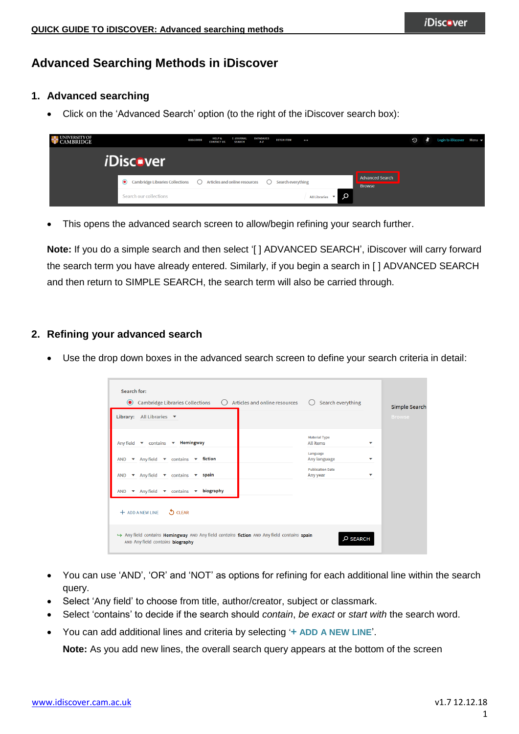# Advanced Searching Methods in iDiscover

## 1. Advanced searching

- Click on the 'Advanced Search' option (to the right of the iDiscover search box):

- This opens the advanced search screen to allow/begin refining your search further.

**Note:** If you do a simple search and then select '[ ] ADVANCED SEARCH', iDiscover will carry forward the search term you have already entered. Similarly, if you begin a search in [ ] ADVANCED SEARCH and then return to SIMPLE SEARCH, the search term will also be carried through.

## 2. Refining your advanced search

- Use the drop down boxes in the advanced search screen to define your search criteria in detail:

- You can use 'AND', 'OR' and 'NOT' as options for refining for each additional line within the search query.
- Select 'Any field' to choose from title, author/creator, subject or classmark.
- Select 'contains' to decide if the search should *contain*, *be exact* or *start with* the search word.
- You can add additional lines and criteria by selecting '**+ ADD A NEW LINE**'.

  **Note:** As you add new lines, the overall search query appears at the bottom of the screen

www.idiscover.cam.ac.uk v1.7 12.12.18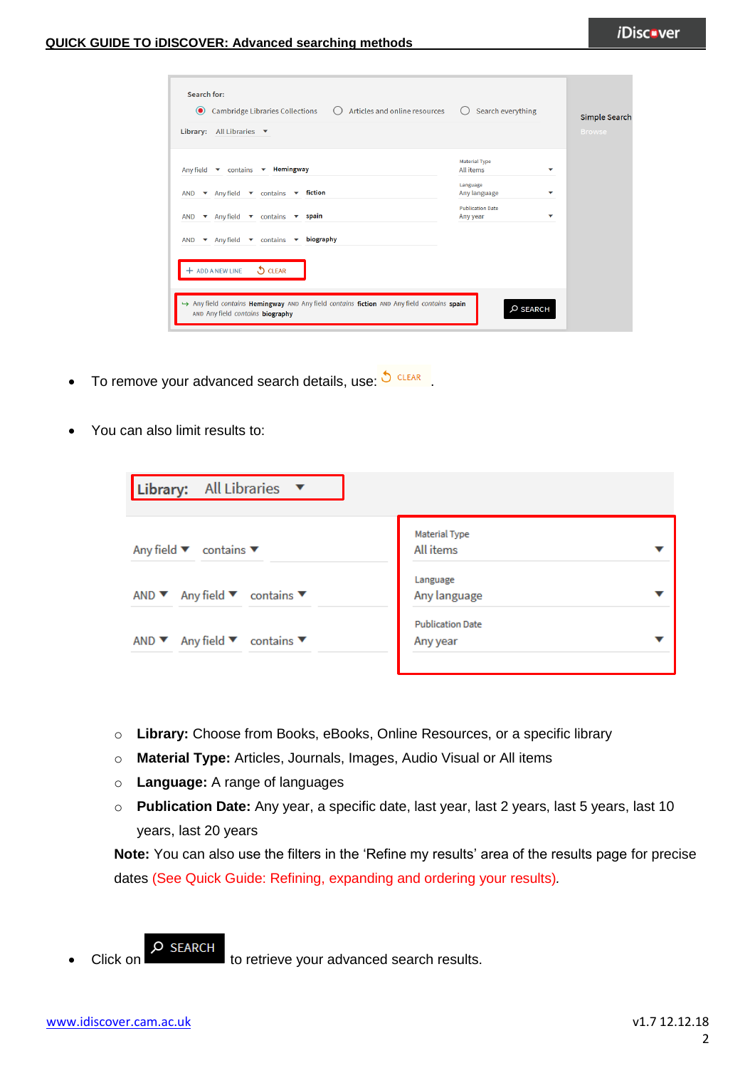- To remove your advanced search details, use: CLEAR.

- You can also limit results to:

  - **Library:** Choose from Books, eBooks, Online Resources, or a specific library
  - **Material Type:** Articles, Journals, Images, Audio Visual or All items
  - **Language:** A range of languages
  - **Publication Date:** Any year, a specific date, last year, last 2 years, last 5 years, last 10 years, last 20 years

  **Note:** You can also use the filters in the 'Refine my results' area of the results page for precise dates (See Quick Guide: Refining, expanding and ordering your results).

- Click on SEARCH to retrieve your advanced search results.

www.idiscover.cam.ac.uk

v1.7 12.12.18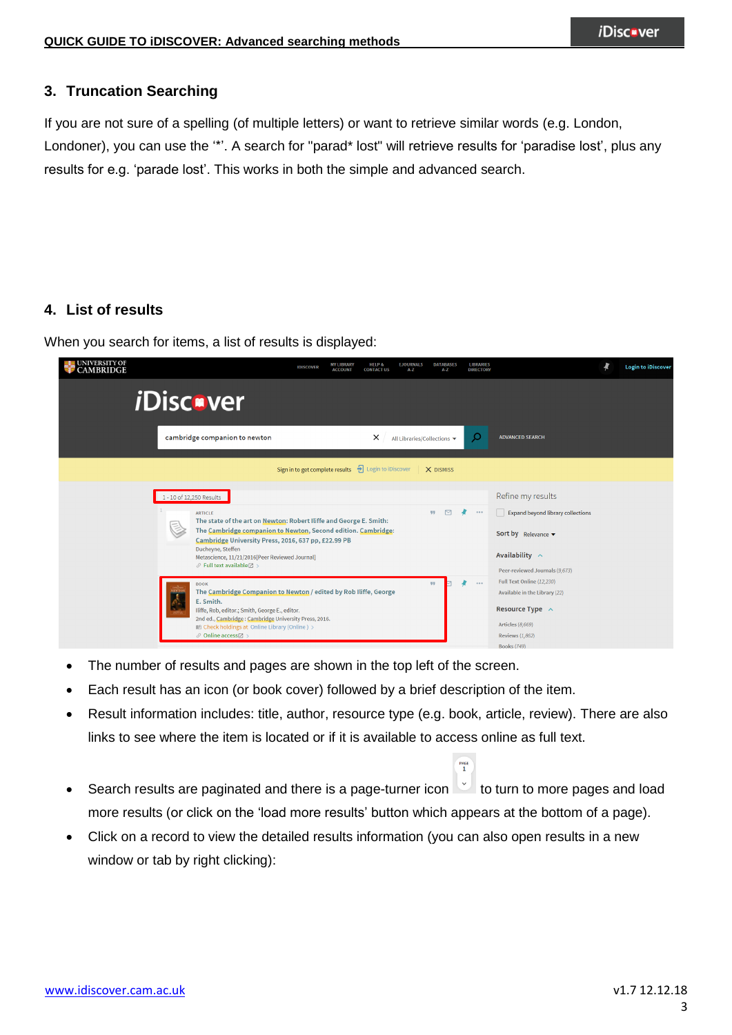## 3. Truncation Searching

If you are not sure of a spelling (of multiple letters) or want to retrieve similar words (e.g. London, Londoner), you can use the '*'. A search for "parad* lost" will retrieve results for 'paradise lost', plus any results for e.g. 'parade lost'. This works in both the simple and advanced search.

## 4. List of results

When you search for items, a list of results is displayed:

- The number of results and pages are shown in the top left of the screen.
- Each result has an icon (or book cover) followed by a brief description of the item.
- Result information includes: title, author, resource type (e.g. book, article, review). There are also links to see where the item is located or if it is available to access online as full text.
- Search results are paginated and there is a page-turner icon to turn to more pages and load more results (or click on the 'load more results' button which appears at the bottom of a page).
- Click on a record to view the detailed results information (you can also open results in a new window or tab by right clicking):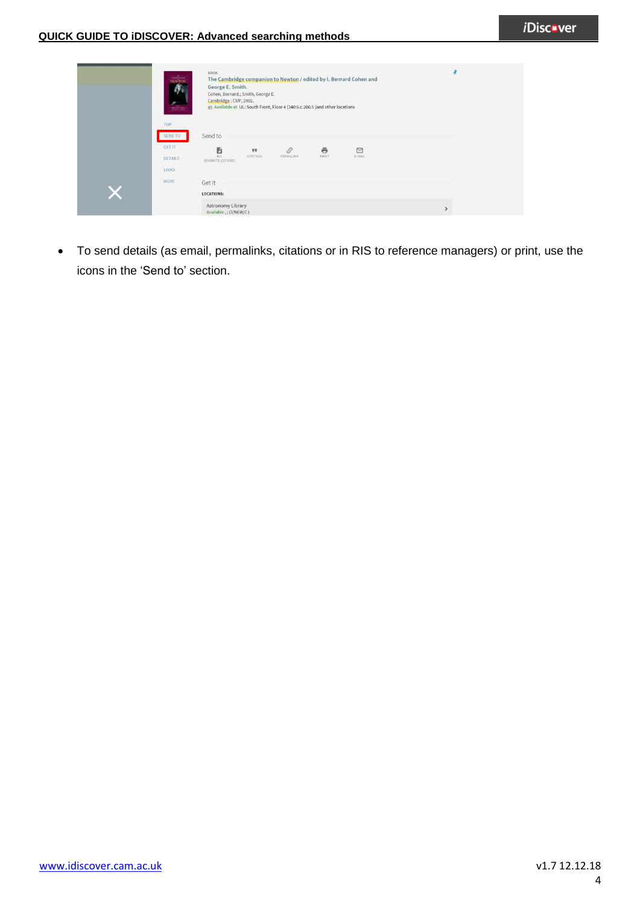- To send details (as email, permalinks, citations or in RIS to reference managers) or print, use the icons in the 'Send to' section.